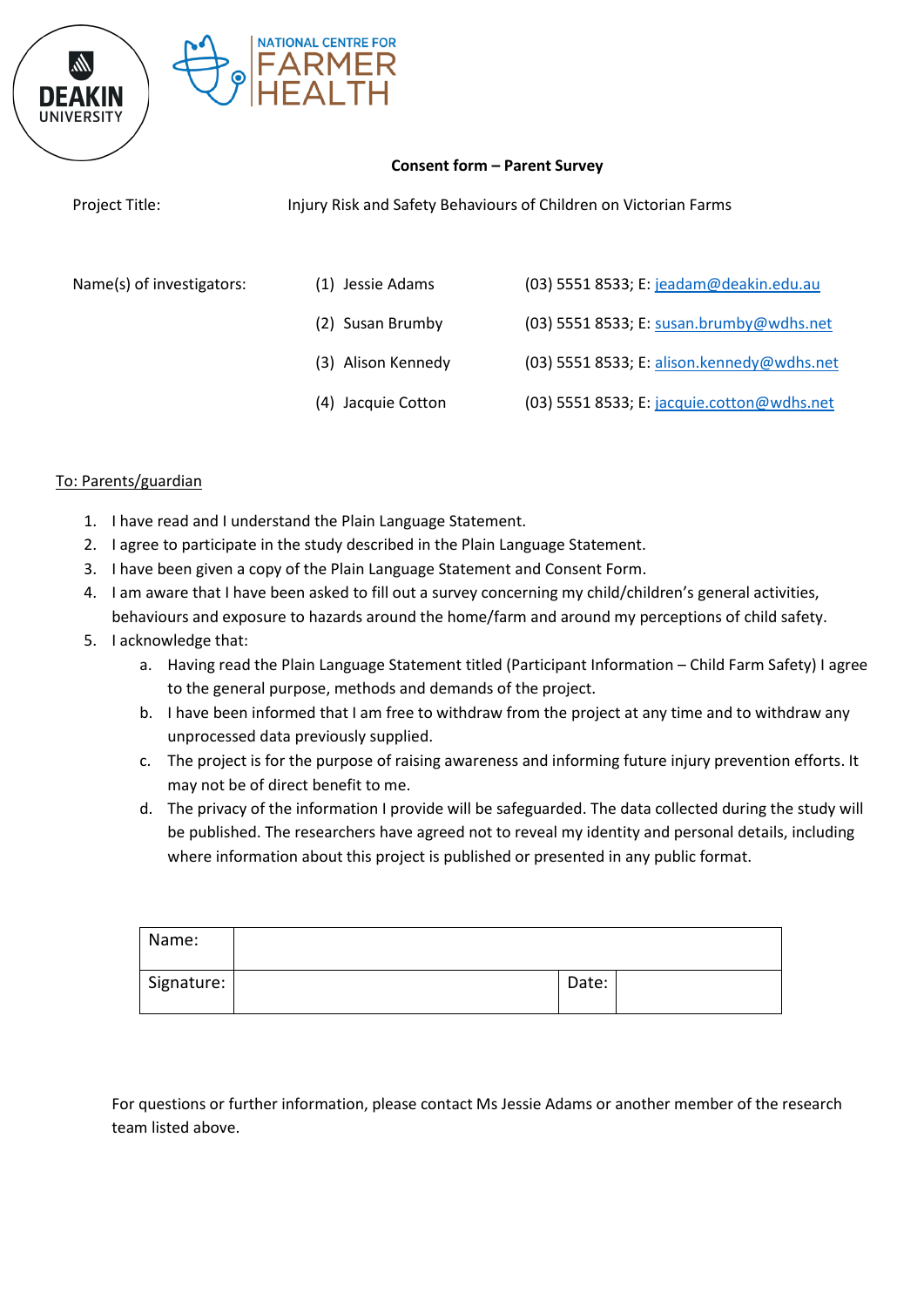DEAKIN UNIVERSITY

NATIONAL CENTRE FOR FARMER HEALTH

**Consent form – Parent Survey**

Project Title: Injury Risk and Safety Behaviours of Children on Victorian Farms

Name(s) of investigators:

(1) Jessie Adams (03) 5551 8533; E: jeadam@deakin.edu.au

(2) Susan Brumby (03) 5551 8533; E: susan.brumby@wdhs.net

(3) Alison Kennedy (03) 5551 8533; E: alison.kennedy@wdhs.net

(4) Jacquie Cotton (03) 5551 8533; E: jacquie.cotton@wdhs.net

To: Parents/guardian

1. I have read and I understand the Plain Language Statement.
2. I agree to participate in the study described in the Plain Language Statement.
3. I have been given a copy of the Plain Language Statement and Consent Form.
4. I am aware that I have been asked to fill out a survey concerning my child/children's general activities, behaviours and exposure to hazards around the home/farm and around my perceptions of child safety.
5. I acknowledge that:
   a. Having read the Plain Language Statement titled (Participant Information – Child Farm Safety) I agree to the general purpose, methods and demands of the project.
   b. I have been informed that I am free to withdraw from the project at any time and to withdraw any unprocessed data previously supplied.
   c. The project is for the purpose of raising awareness and informing future injury prevention efforts. It may not be of direct benefit to me.
   d. The privacy of the information I provide will be safeguarded. The data collected during the study will be published. The researchers have agreed not to reveal my identity and personal details, including where information about this project is published or presented in any public format.

| Name: | | | |
|---|---|---|---|
| Signature: | | Date: | |

For questions or further information, please contact Ms Jessie Adams or another member of the research team listed above.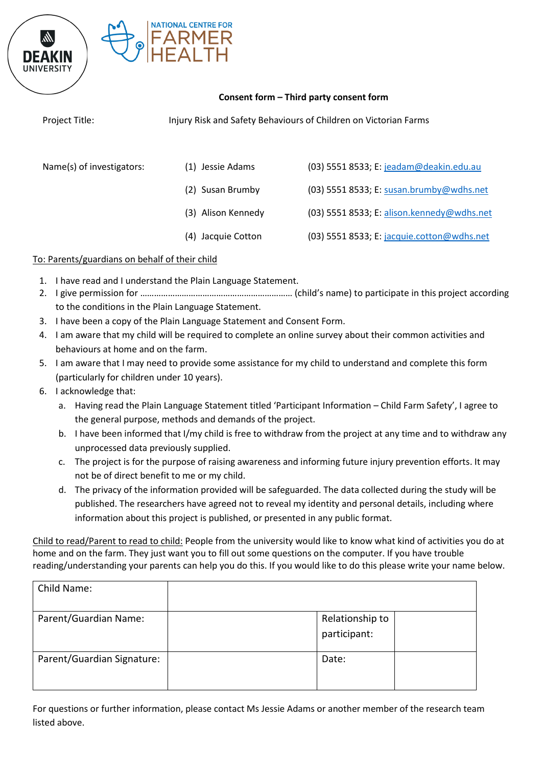**Consent form – Third party consent form**

| | |
|---|---|
| Project Title: | Injury Risk and Safety Behaviours of Children on Victorian Farms |

| | | |
|---|---|---|
| Name(s) of investigators: | (1) Jessie Adams | (03) 5551 8533; E: jeadam@deakin.edu.au |
| | (2) Susan Brumby | (03) 5551 8533; E: susan.brumby@wdhs.net |
| | (3) Alison Kennedy | (03) 5551 8533; E: alison.kennedy@wdhs.net |
| | (4) Jacquie Cotton | (03) 5551 8533; E: jacquie.cotton@wdhs.net |

To: Parents/guardians on behalf of their child

1. I have read and I understand the Plain Language Statement.
2. I give permission for ………………………………………………………… (child's name) to participate in this project according to the conditions in the Plain Language Statement.
3. I have been a copy of the Plain Language Statement and Consent Form.
4. I am aware that my child will be required to complete an online survey about their common activities and behaviours at home and on the farm.
5. I am aware that I may need to provide some assistance for my child to understand and complete this form (particularly for children under 10 years).
6. I acknowledge that:
   a. Having read the Plain Language Statement titled 'Participant Information – Child Farm Safety', I agree to the general purpose, methods and demands of the project.
   b. I have been informed that I/my child is free to withdraw from the project at any time and to withdraw any unprocessed data previously supplied.
   c. The project is for the purpose of raising awareness and informing future injury prevention efforts. It may not be of direct benefit to me or my child.
   d. The privacy of the information provided will be safeguarded. The data collected during the study will be published. The researchers have agreed not to reveal my identity and personal details, including where information about this project is published, or presented in any public format.

Child to read/Parent to read to child: People from the university would like to know what kind of activities you do at home and on the farm. They just want you to fill out some questions on the computer. If you have trouble reading/understanding your parents can help you do this. If you would like to do this please write your name below.

| | | | |
|---|---|---|---|
| Child Name: | | | |
| Parent/Guardian Name: | | Relationship to participant: | |
| Parent/Guardian Signature: | | Date: | |

For questions or further information, please contact Ms Jessie Adams or another member of the research team listed above.